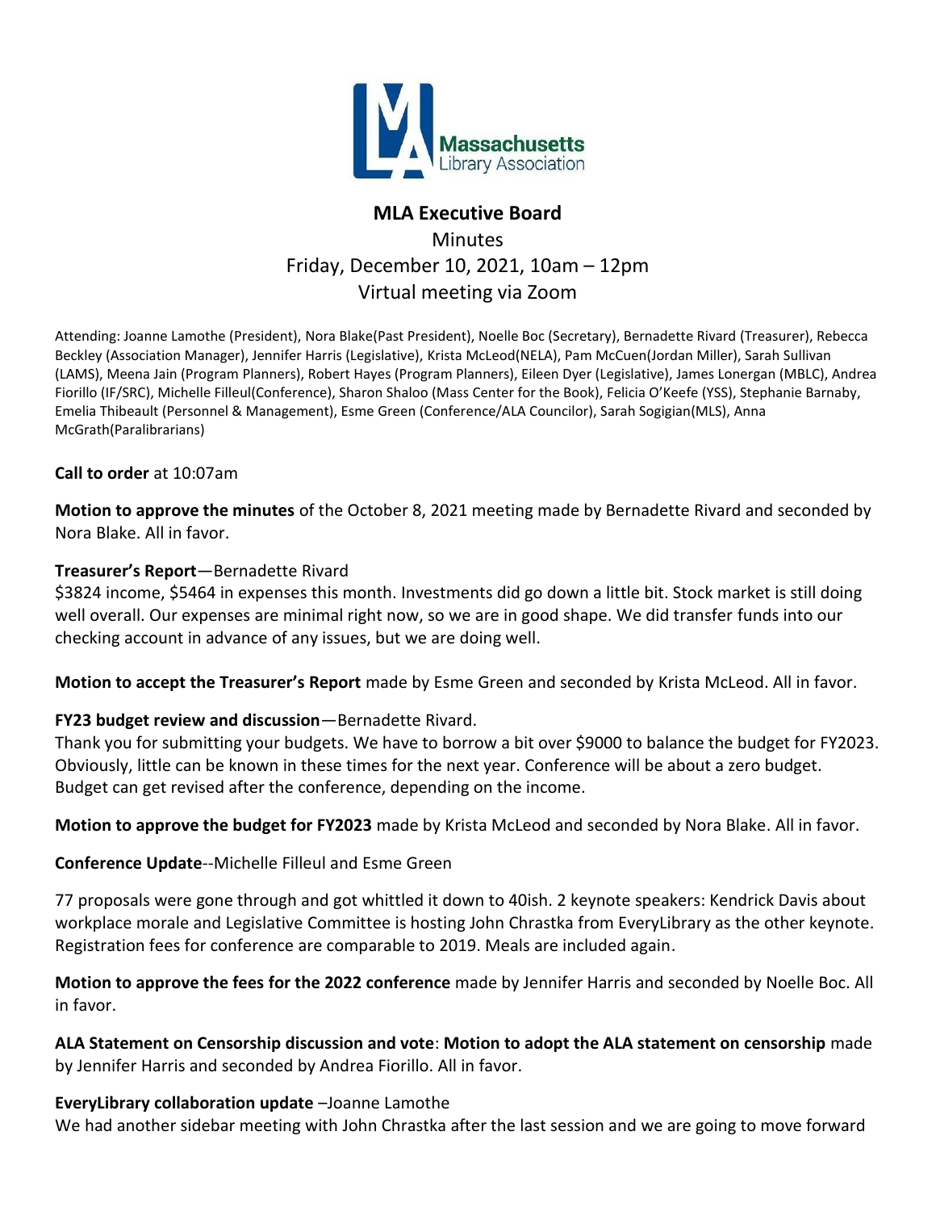# MLA Executive Board

Minutes
Friday, December 10, 2021, 10am – 12pm
Virtual meeting via Zoom

Attending: Joanne Lamothe (President), Nora Blake(Past President), Noelle Boc (Secretary), Bernadette Rivard (Treasurer), Rebecca Beckley (Association Manager), Jennifer Harris (Legislative), Krista McLeod(NELA), Pam McCuen(Jordan Miller), Sarah Sullivan (LAMS), Meena Jain (Program Planners), Robert Hayes (Program Planners), Eileen Dyer (Legislative), James Lonergan (MBLC), Andrea Fiorillo (IF/SRC), Michelle Filleul(Conference), Sharon Shaloo (Mass Center for the Book), Felicia O'Keefe (YSS), Stephanie Barnaby, Emelia Thibeault (Personnel & Management), Esme Green (Conference/ALA Councilor), Sarah Sogigian(MLS), Anna McGrath(Paralibrarians)

**Call to order** at 10:07am

**Motion to approve the minutes** of the October 8, 2021 meeting made by Bernadette Rivard and seconded by Nora Blake. All in favor.

**Treasurer's Report**—Bernadette Rivard

$3824 income, $5464 in expenses this month. Investments did go down a little bit. Stock market is still doing well overall. Our expenses are minimal right now, so we are in good shape. We did transfer funds into our checking account in advance of any issues, but we are doing well.

**Motion to accept the Treasurer's Report** made by Esme Green and seconded by Krista McLeod. All in favor.

**FY23 budget review and discussion**—Bernadette Rivard.

Thank you for submitting your budgets. We have to borrow a bit over $9000 to balance the budget for FY2023. Obviously, little can be known in these times for the next year. Conference will be about a zero budget. Budget can get revised after the conference, depending on the income.

**Motion to approve the budget for FY2023** made by Krista McLeod and seconded by Nora Blake. All in favor.

**Conference Update**--Michelle Filleul and Esme Green

77 proposals were gone through and got whittled it down to 40ish. 2 keynote speakers: Kendrick Davis about workplace morale and Legislative Committee is hosting John Chrastka from EveryLibrary as the other keynote. Registration fees for conference are comparable to 2019. Meals are included again.

**Motion to approve the fees for the 2022 conference** made by Jennifer Harris and seconded by Noelle Boc. All in favor.

**ALA Statement on Censorship discussion and vote**: **Motion to adopt the ALA statement on censorship** made by Jennifer Harris and seconded by Andrea Fiorillo. All in favor.

**EveryLibrary collaboration update** –Joanne Lamothe

We had another sidebar meeting with John Chrastka after the last session and we are going to move forward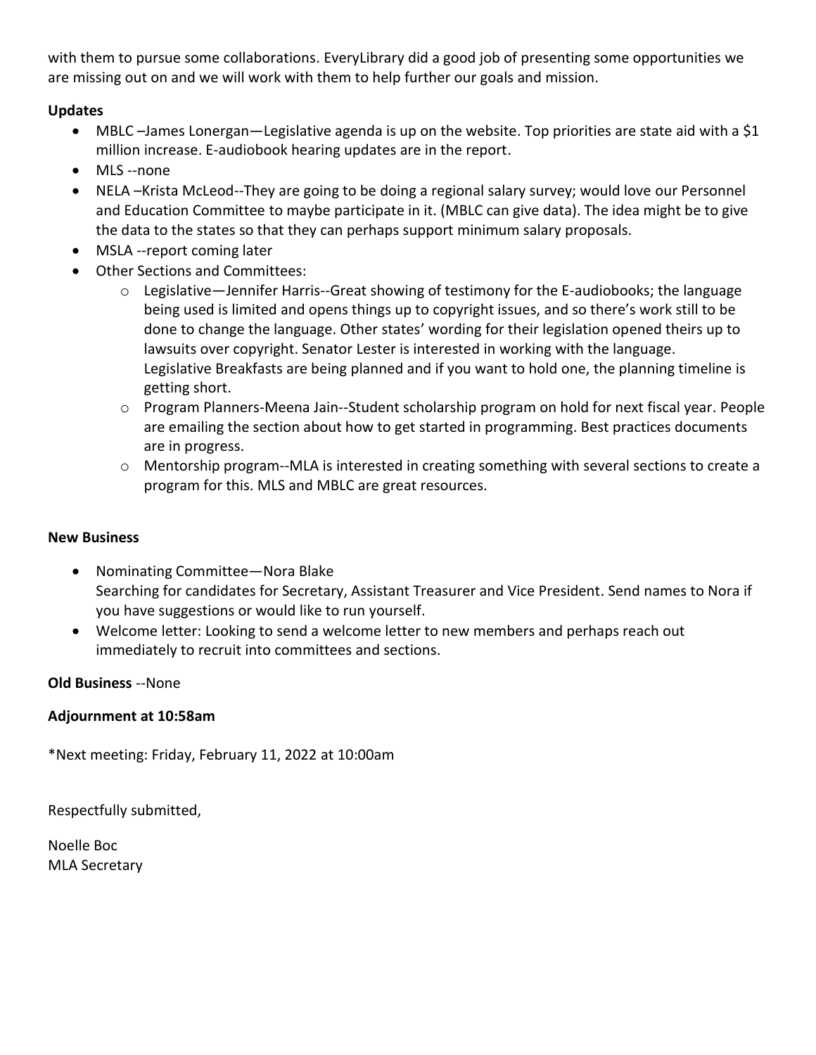with them to pursue some collaborations. EveryLibrary did a good job of presenting some opportunities we are missing out on and we will work with them to help further our goals and mission.

**Updates**

- MBLC –James Lonergan—Legislative agenda is up on the website. Top priorities are state aid with a $1 million increase. E-audiobook hearing updates are in the report.
- MLS --none
- NELA –Krista McLeod--They are going to be doing a regional salary survey; would love our Personnel and Education Committee to maybe participate in it. (MBLC can give data). The idea might be to give the data to the states so that they can perhaps support minimum salary proposals.
- MSLA --report coming later
- Other Sections and Committees:
  - Legislative—Jennifer Harris--Great showing of testimony for the E-audiobooks; the language being used is limited and opens things up to copyright issues, and so there's work still to be done to change the language. Other states' wording for their legislation opened theirs up to lawsuits over copyright. Senator Lester is interested in working with the language. Legislative Breakfasts are being planned and if you want to hold one, the planning timeline is getting short.
  - Program Planners-Meena Jain--Student scholarship program on hold for next fiscal year. People are emailing the section about how to get started in programming. Best practices documents are in progress.
  - Mentorship program--MLA is interested in creating something with several sections to create a program for this. MLS and MBLC are great resources.

**New Business**

- Nominating Committee—Nora Blake
  Searching for candidates for Secretary, Assistant Treasurer and Vice President. Send names to Nora if you have suggestions or would like to run yourself.
- Welcome letter: Looking to send a welcome letter to new members and perhaps reach out immediately to recruit into committees and sections.

**Old Business** --None

**Adjournment at 10:58am**

*Next meeting: Friday, February 11, 2022 at 10:00am

Respectfully submitted,

Noelle Boc
MLA Secretary